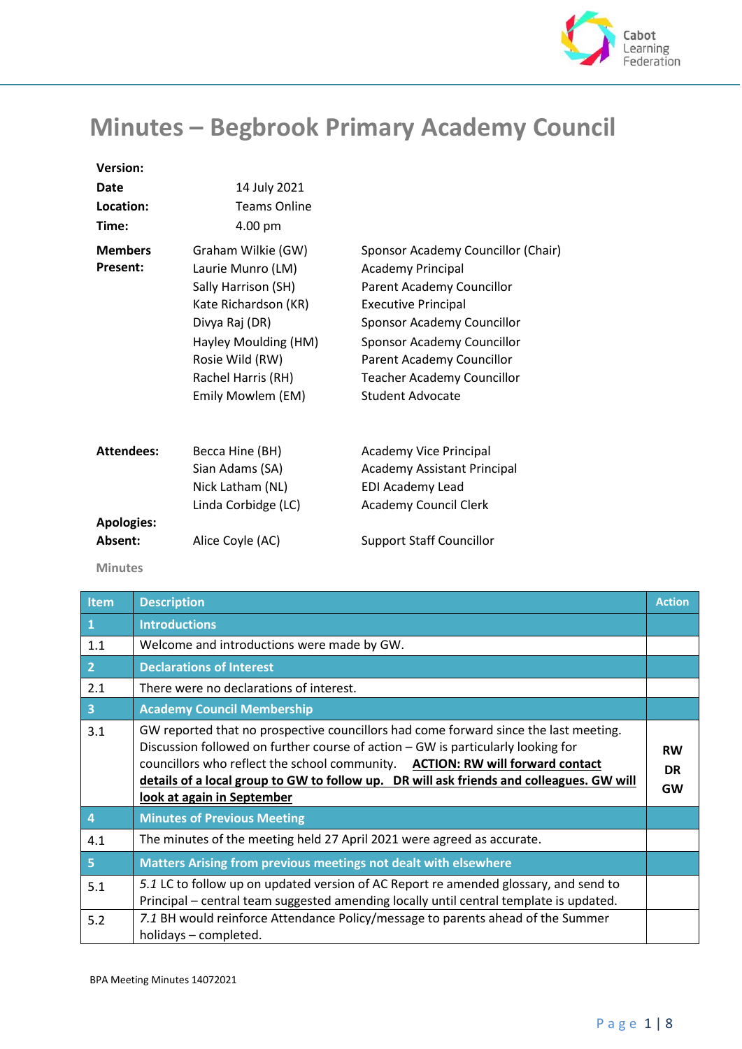# Minutes – Begbrook Primary Academy Council

**Version:**
**Date** 14 July 2021
**Location:** Teams Online
**Time:** 4.00 pm

| | | |
|---|---|---|
| **Members Present:** | Graham Wilkie (GW) | Sponsor Academy Councillor (Chair) |
| | Laurie Munro (LM) | Academy Principal |
| | Sally Harrison (SH) | Parent Academy Councillor |
| | Kate Richardson (KR) | Executive Principal |
| | Divya Raj (DR) | Sponsor Academy Councillor |
| | Hayley Moulding (HM) | Sponsor Academy Councillor |
| | Rosie Wild (RW) | Parent Academy Councillor |
| | Rachel Harris (RH) | Teacher Academy Councillor |
| | Emily Mowlem (EM) | Student Advocate |
| **Attendees:** | Becca Hine (BH) | Academy Vice Principal |
| | Sian Adams (SA) | Academy Assistant Principal |
| | Nick Latham (NL) | EDI Academy Lead |
| | Linda Corbidge (LC) | Academy Council Clerk |
| **Apologies:** | | |
| **Absent:** | Alice Coyle (AC) | Support Staff Councillor |

Minutes

| Item | Description | Action |
|---|---|---|
| **1** | **Introductions** | |
| 1.1 | Welcome and introductions were made by GW. | |
| **2** | **Declarations of Interest** | |
| 2.1 | There were no declarations of interest. | |
| **3** | **Academy Council Membership** | |
| 3.1 | GW reported that no prospective councillors had come forward since the last meeting. Discussion followed on further course of action – GW is particularly looking for councillors who reflect the school community. **ACTION: RW will forward contact details of a local group to GW to follow up. DR will ask friends and colleagues. GW will look at again in September** | **RW DR GW** |
| **4** | **Minutes of Previous Meeting** | |
| 4.1 | The minutes of the meeting held 27 April 2021 were agreed as accurate. | |
| **5** | **Matters Arising from previous meetings not dealt with elsewhere** | |
| 5.1 | *5.1* LC to follow up on updated version of AC Report re amended glossary, and send to Principal – central team suggested amending locally until central template is updated. | |
| 5.2 | *7.1* BH would reinforce Attendance Policy/message to parents ahead of the Summer holidays – completed. | |

BPA Meeting Minutes 14072021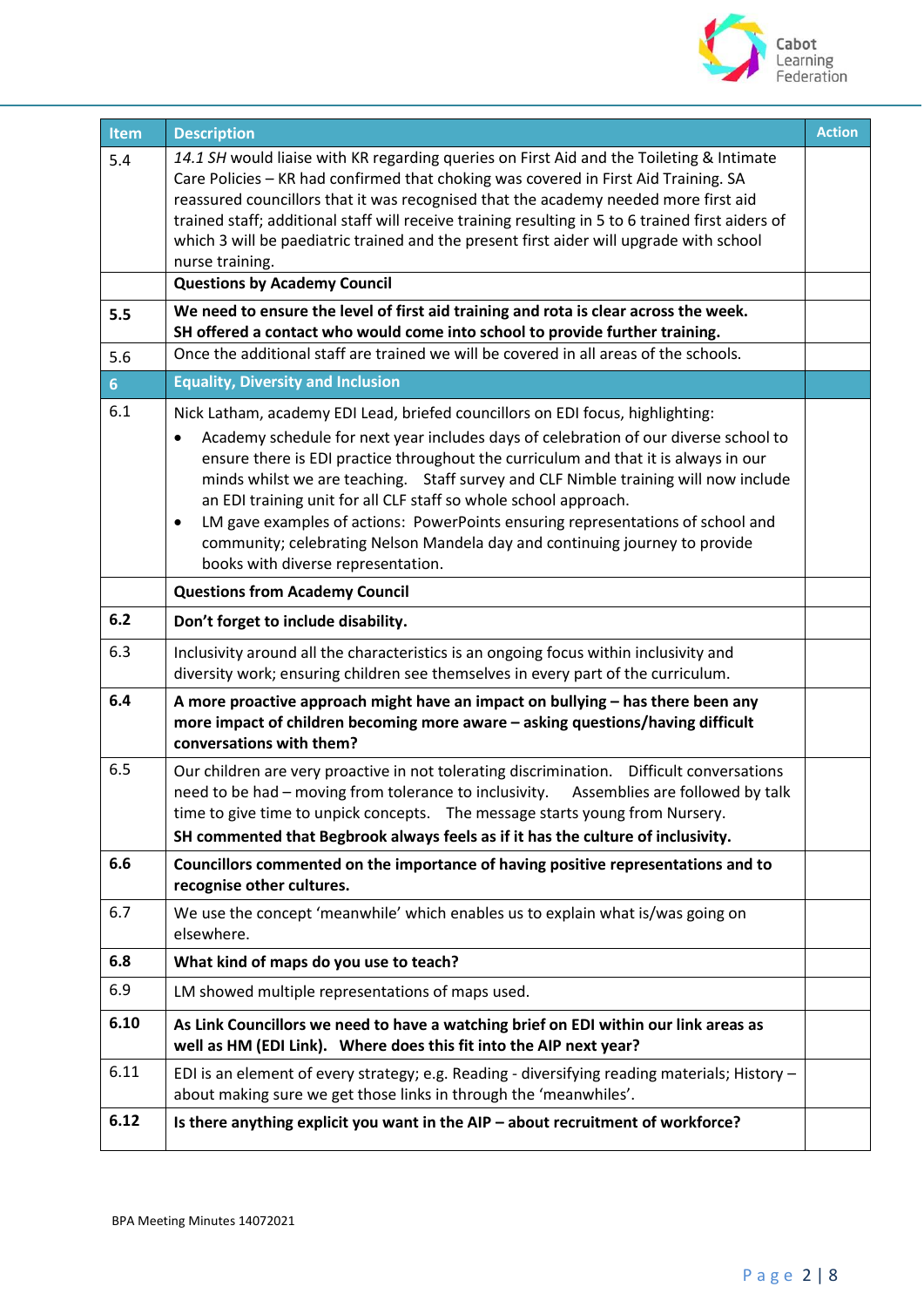| Item | Description | Action |
|---|---|---|
| 5.4 | *14.1 SH* would liaise with KR regarding queries on First Aid and the Toileting & Intimate Care Policies – KR had confirmed that choking was covered in First Aid Training. SA reassured councillors that it was recognised that the academy needed more first aid trained staff; additional staff will receive training resulting in 5 to 6 trained first aiders of which 3 will be paediatric trained and the present first aider will upgrade with school nurse training. | |
| | **Questions by Academy Council** | |
| **5.5** | **We need to ensure the level of first aid training and rota is clear across the week. SH offered a contact who would come into school to provide further training.** | |
| 5.6 | Once the additional staff are trained we will be covered in all areas of the schools. | |
| **6** | **Equality, Diversity and Inclusion** | |
| 6.1 | Nick Latham, academy EDI Lead, briefed councillors on EDI focus, highlighting:<br>• Academy schedule for next year includes days of celebration of our diverse school to ensure there is EDI practice throughout the curriculum and that it is always in our minds whilst we are teaching. Staff survey and CLF Nimble training will now include an EDI training unit for all CLF staff so whole school approach.<br>• LM gave examples of actions: PowerPoints ensuring representations of school and community; celebrating Nelson Mandela day and continuing journey to provide books with diverse representation. | |
| | **Questions from Academy Council** | |
| **6.2** | **Don't forget to include disability.** | |
| 6.3 | Inclusivity around all the characteristics is an ongoing focus within inclusivity and diversity work; ensuring children see themselves in every part of the curriculum. | |
| **6.4** | **A more proactive approach might have an impact on bullying – has there been any more impact of children becoming more aware – asking questions/having difficult conversations with them?** | |
| 6.5 | Our children are very proactive in not tolerating discrimination. Difficult conversations need to be had – moving from tolerance to inclusivity. Assemblies are followed by talk time to give time to unpick concepts. The message starts young from Nursery.<br>**SH commented that Begbrook always feels as if it has the culture of inclusivity.** | |
| **6.6** | **Councillors commented on the importance of having positive representations and to recognise other cultures.** | |
| 6.7 | We use the concept 'meanwhile' which enables us to explain what is/was going on elsewhere. | |
| **6.8** | **What kind of maps do you use to teach?** | |
| 6.9 | LM showed multiple representations of maps used. | |
| **6.10** | **As Link Councillors we need to have a watching brief on EDI within our link areas as well as HM (EDI Link). Where does this fit into the AIP next year?** | |
| 6.11 | EDI is an element of every strategy; e.g. Reading - diversifying reading materials; History – about making sure we get those links in through the 'meanwhiles'. | |
| **6.12** | **Is there anything explicit you want in the AIP – about recruitment of workforce?** | |

BPA Meeting Minutes 14072021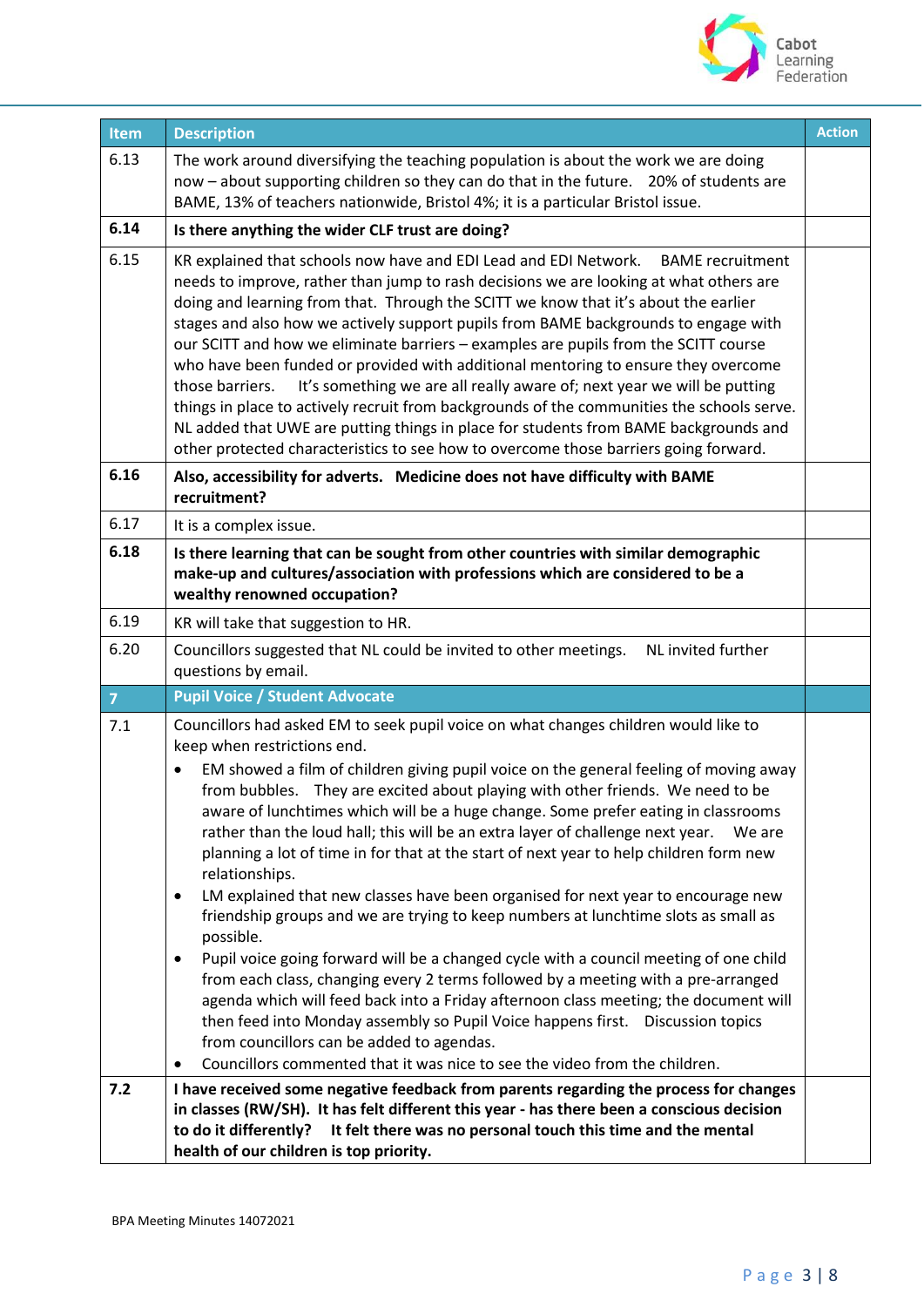| Item | Description | Action |
|---|---|---|
| 6.13 | The work around diversifying the teaching population is about the work we are doing now – about supporting children so they can do that in the future. 20% of students are BAME, 13% of teachers nationwide, Bristol 4%; it is a particular Bristol issue. | |
| **6.14** | **Is there anything the wider CLF trust are doing?** | |
| 6.15 | KR explained that schools now have and EDI Lead and EDI Network. BAME recruitment needs to improve, rather than jump to rash decisions we are looking at what others are doing and learning from that. Through the SCITT we know that it's about the earlier stages and also how we actively support pupils from BAME backgrounds to engage with our SCITT and how we eliminate barriers – examples are pupils from the SCITT course who have been funded or provided with additional mentoring to ensure they overcome those barriers. It's something we are all really aware of; next year we will be putting things in place to actively recruit from backgrounds of the communities the schools serve. NL added that UWE are putting things in place for students from BAME backgrounds and other protected characteristics to see how to overcome those barriers going forward. | |
| **6.16** | **Also, accessibility for adverts. Medicine does not have difficulty with BAME recruitment?** | |
| 6.17 | It is a complex issue. | |
| **6.18** | **Is there learning that can be sought from other countries with similar demographic make-up and cultures/association with professions which are considered to be a wealthy renowned occupation?** | |
| 6.19 | KR will take that suggestion to HR. | |
| 6.20 | Councillors suggested that NL could be invited to other meetings. NL invited further questions by email. | |
| **7** | **Pupil Voice / Student Advocate** | |
| 7.1 | Councillors had asked EM to seek pupil voice on what changes children would like to keep when restrictions end.<br>• EM showed a film of children giving pupil voice on the general feeling of moving away from bubbles. They are excited about playing with other friends. We need to be aware of lunchtimes which will be a huge change. Some prefer eating in classrooms rather than the loud hall; this will be an extra layer of challenge next year. We are planning a lot of time in for that at the start of next year to help children form new relationships.<br>• LM explained that new classes have been organised for next year to encourage new friendship groups and we are trying to keep numbers at lunchtime slots as small as possible.<br>• Pupil voice going forward will be a changed cycle with a council meeting of one child from each class, changing every 2 terms followed by a meeting with a pre-arranged agenda which will feed back into a Friday afternoon class meeting; the document will then feed into Monday assembly so Pupil Voice happens first. Discussion topics from councillors can be added to agendas.<br>• Councillors commented that it was nice to see the video from the children. | |
| **7.2** | **I have received some negative feedback from parents regarding the process for changes in classes (RW/SH). It has felt different this year - has there been a conscious decision to do it differently? It felt there was no personal touch this time and the mental health of our children is top priority.** | |

BPA Meeting Minutes 14072021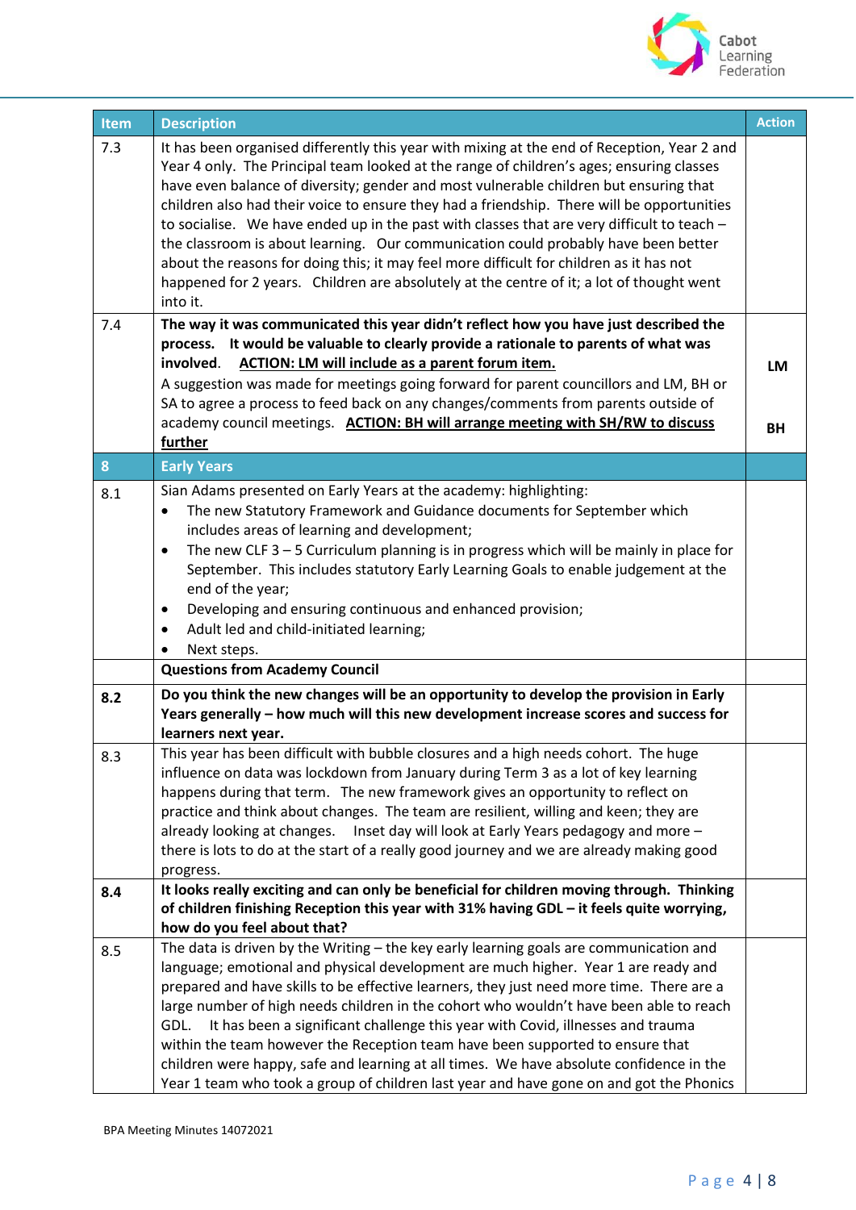| Item | Description | Action |
|---|---|---|
| 7.3 | It has been organised differently this year with mixing at the end of Reception, Year 2 and Year 4 only. The Principal team looked at the range of children's ages; ensuring classes have even balance of diversity; gender and most vulnerable children but ensuring that children also had their voice to ensure they had a friendship. There will be opportunities to socialise. We have ended up in the past with classes that are very difficult to teach – the classroom is about learning. Our communication could probably have been better about the reasons for doing this; it may feel more difficult for children as it has not happened for 2 years. Children are absolutely at the centre of it; a lot of thought went into it. | |
| 7.4 | **The way it was communicated this year didn't reflect how you have just described the process. It would be valuable to clearly provide a rationale to parents of what was involved.** **ACTION: LM will include as a parent forum item.** A suggestion was made for meetings going forward for parent councillors and LM, BH or SA to agree a process to feed back on any changes/comments from parents outside of academy council meetings. **ACTION: BH will arrange meeting with SH/RW to discuss further** | **LM** **BH** |
| **8** | **Early Years** | |
| 8.1 | Sian Adams presented on Early Years at the academy: highlighting:<br>• The new Statutory Framework and Guidance documents for September which includes areas of learning and development;<br>• The new CLF 3 – 5 Curriculum planning is in progress which will be mainly in place for September. This includes statutory Early Learning Goals to enable judgement at the end of the year;<br>• Developing and ensuring continuous and enhanced provision;<br>• Adult led and child-initiated learning;<br>• Next steps. | |
| | **Questions from Academy Council** | |
| **8.2** | **Do you think the new changes will be an opportunity to develop the provision in Early Years generally – how much will this new development increase scores and success for learners next year.** | |
| 8.3 | This year has been difficult with bubble closures and a high needs cohort. The huge influence on data was lockdown from January during Term 3 as a lot of key learning happens during that term. The new framework gives an opportunity to reflect on practice and think about changes. The team are resilient, willing and keen; they are already looking at changes. Inset day will look at Early Years pedagogy and more – there is lots to do at the start of a really good journey and we are already making good progress. | |
| **8.4** | **It looks really exciting and can only be beneficial for children moving through. Thinking of children finishing Reception this year with 31% having GDL – it feels quite worrying, how do you feel about that?** | |
| 8.5 | The data is driven by the Writing – the key early learning goals are communication and language; emotional and physical development are much higher. Year 1 are ready and prepared and have skills to be effective learners, they just need more time. There are a large number of high needs children in the cohort who wouldn't have been able to reach GDL. It has been a significant challenge this year with Covid, illnesses and trauma within the team however the Reception team have been supported to ensure that children were happy, safe and learning at all times. We have absolute confidence in the Year 1 team who took a group of children last year and have gone on and got the Phonics | |

BPA Meeting Minutes 14072021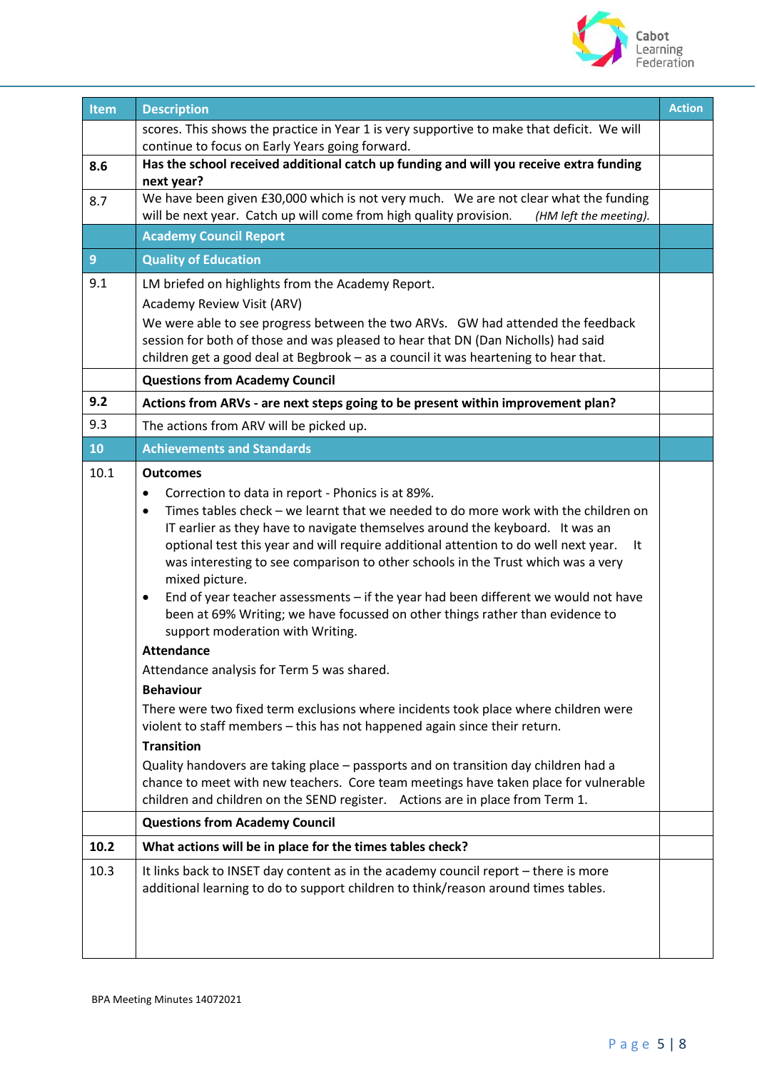| Item | Description | Action |
|---|---|---|
| | scores. This shows the practice in Year 1 is very supportive to make that deficit. We will continue to focus on Early Years going forward. | |
| **8.6** | **Has the school received additional catch up funding and will you receive extra funding next year?** | |
| 8.7 | We have been given £30,000 which is not very much. We are not clear what the funding will be next year. Catch up will come from high quality provision. *(HM left the meeting).* | |
| | **Academy Council Report** | |
| **9** | **Quality of Education** | |
| 9.1 | LM briefed on highlights from the Academy Report.<br>Academy Review Visit (ARV)<br>We were able to see progress between the two ARVs. GW had attended the feedback session for both of those and was pleased to hear that DN (Dan Nicholls) had said children get a good deal at Begbrook – as a council it was heartening to hear that. | |
| | **Questions from Academy Council** | |
| **9.2** | **Actions from ARVs - are next steps going to be present within improvement plan?** | |
| 9.3 | The actions from ARV will be picked up. | |
| **10** | **Achievements and Standards** | |
| 10.1 | **Outcomes**<br>• Correction to data in report - Phonics is at 89%.<br>• Times tables check – we learnt that we needed to do more work with the children on IT earlier as they have to navigate themselves around the keyboard. It was an optional test this year and will require additional attention to do well next year. It was interesting to see comparison to other schools in the Trust which was a very mixed picture.<br>• End of year teacher assessments – if the year had been different we would not have been at 69% Writing; we have focussed on other things rather than evidence to support moderation with Writing.<br>**Attendance**<br>Attendance analysis for Term 5 was shared.<br>**Behaviour**<br>There were two fixed term exclusions where incidents took place where children were violent to staff members – this has not happened again since their return.<br>**Transition**<br>Quality handovers are taking place – passports and on transition day children had a chance to meet with new teachers. Core team meetings have taken place for vulnerable children and children on the SEND register. Actions are in place from Term 1. | |
| | **Questions from Academy Council** | |
| **10.2** | **What actions will be in place for the times tables check?** | |
| 10.3 | It links back to INSET day content as in the academy council report – there is more additional learning to do to support children to think/reason around times tables. | |

BPA Meeting Minutes 14072021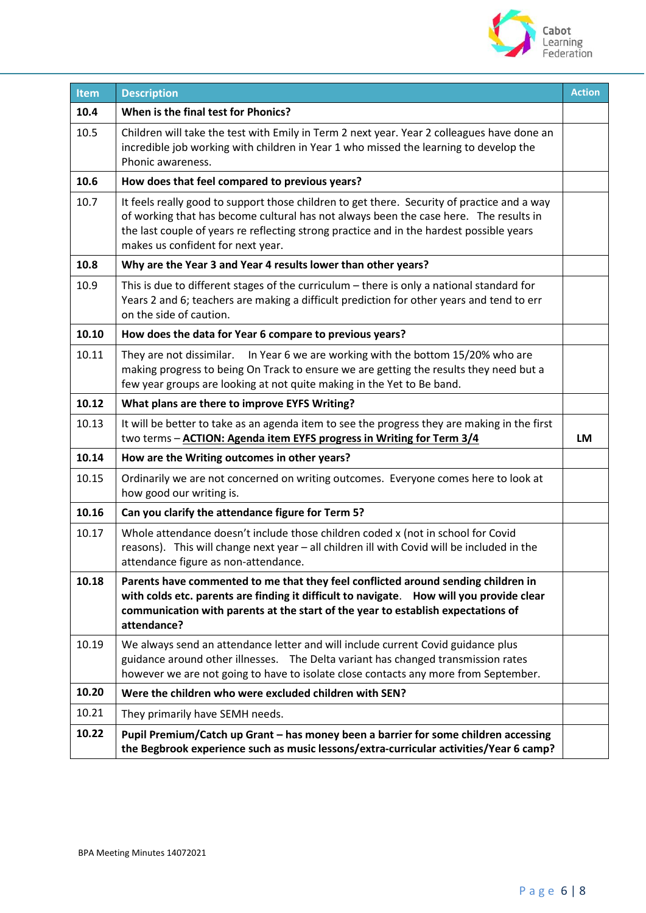| Item | Description | Action |
|---|---|---|
| **10.4** | **When is the final test for Phonics?** | |
| 10.5 | Children will take the test with Emily in Term 2 next year. Year 2 colleagues have done an incredible job working with children in Year 1 who missed the learning to develop the Phonic awareness. | |
| **10.6** | **How does that feel compared to previous years?** | |
| 10.7 | It feels really good to support those children to get there. Security of practice and a way of working that has become cultural has not always been the case here. The results in the last couple of years re reflecting strong practice and in the hardest possible years makes us confident for next year. | |
| **10.8** | **Why are the Year 3 and Year 4 results lower than other years?** | |
| 10.9 | This is due to different stages of the curriculum – there is only a national standard for Years 2 and 6; teachers are making a difficult prediction for other years and tend to err on the side of caution. | |
| **10.10** | **How does the data for Year 6 compare to previous years?** | |
| 10.11 | They are not dissimilar. In Year 6 we are working with the bottom 15/20% who are making progress to being On Track to ensure we are getting the results they need but a few year groups are looking at not quite making in the Yet to Be band. | |
| **10.12** | **What plans are there to improve EYFS Writing?** | |
| 10.13 | It will be better to take as an agenda item to see the progress they are making in the first two terms – **ACTION: Agenda item EYFS progress in Writing for Term 3/4** | **LM** |
| **10.14** | **How are the Writing outcomes in other years?** | |
| 10.15 | Ordinarily we are not concerned on writing outcomes. Everyone comes here to look at how good our writing is. | |
| **10.16** | **Can you clarify the attendance figure for Term 5?** | |
| 10.17 | Whole attendance doesn't include those children coded x (not in school for Covid reasons). This will change next year – all children ill with Covid will be included in the attendance figure as non-attendance. | |
| **10.18** | **Parents have commented to me that they feel conflicted around sending children in with colds etc. parents are finding it difficult to navigate. How will you provide clear communication with parents at the start of the year to establish expectations of attendance?** | |
| 10.19 | We always send an attendance letter and will include current Covid guidance plus guidance around other illnesses. The Delta variant has changed transmission rates however we are not going to have to isolate close contacts any more from September. | |
| **10.20** | **Were the children who were excluded children with SEN?** | |
| 10.21 | They primarily have SEMH needs. | |
| **10.22** | **Pupil Premium/Catch up Grant – has money been a barrier for some children accessing the Begbrook experience such as music lessons/extra-curricular activities/Year 6 camp?** | |

BPA Meeting Minutes 14072021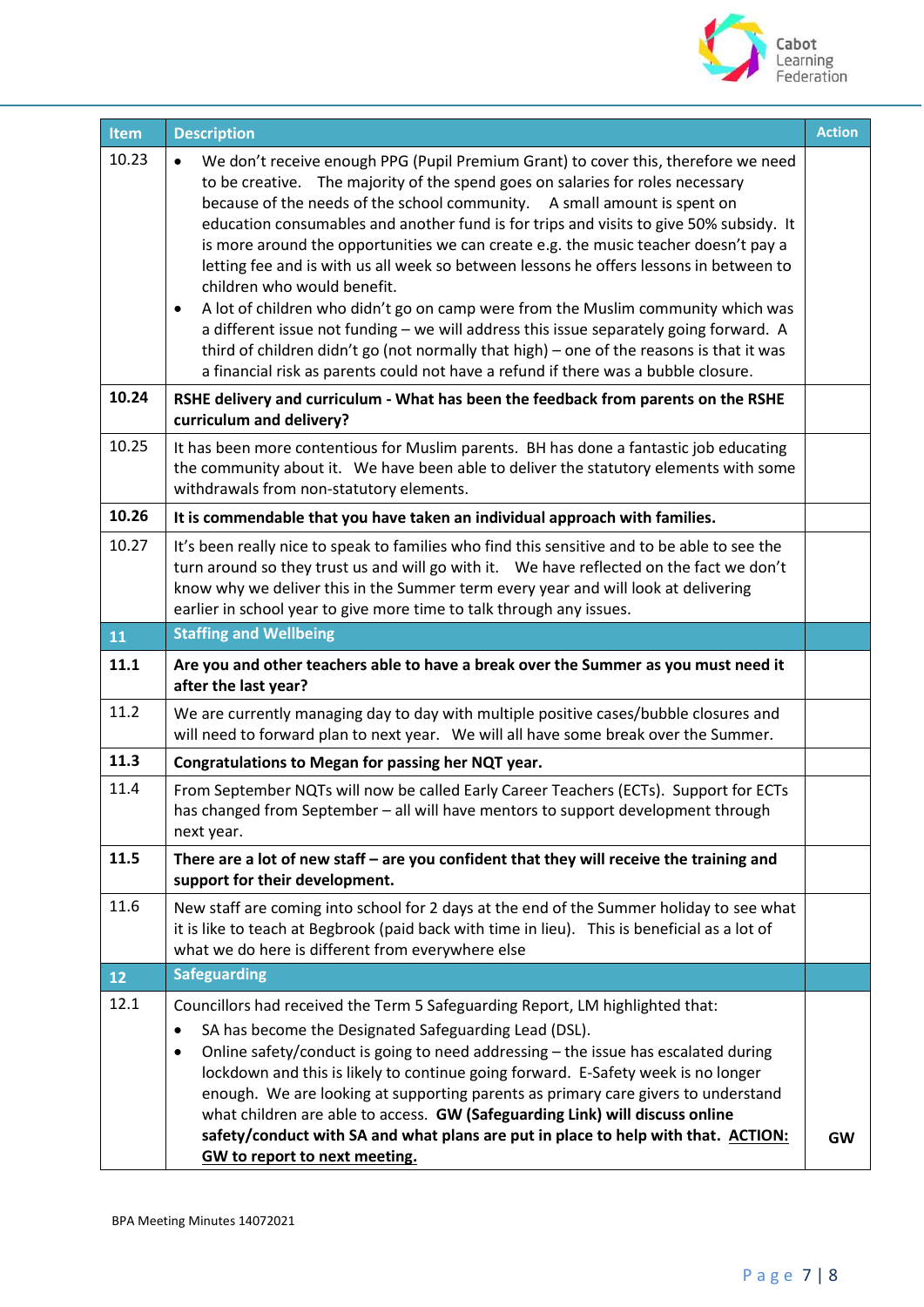| Item | Description | Action |
|---|---|---|
| 10.23 | • We don't receive enough PPG (Pupil Premium Grant) to cover this, therefore we need to be creative. The majority of the spend goes on salaries for roles necessary because of the needs of the school community. A small amount is spent on education consumables and another fund is for trips and visits to give 50% subsidy. It is more around the opportunities we can create e.g. the music teacher doesn't pay a letting fee and is with us all week so between lessons he offers lessons in between to children who would benefit.<br>• A lot of children who didn't go on camp were from the Muslim community which was a different issue not funding – we will address this issue separately going forward. A third of children didn't go (not normally that high) – one of the reasons is that it was a financial risk as parents could not have a refund if there was a bubble closure. | |
| **10.24** | **RSHE delivery and curriculum - What has been the feedback from parents on the RSHE curriculum and delivery?** | |
| 10.25 | It has been more contentious for Muslim parents. BH has done a fantastic job educating the community about it. We have been able to deliver the statutory elements with some withdrawals from non-statutory elements. | |
| **10.26** | **It is commendable that you have taken an individual approach with families.** | |
| 10.27 | It's been really nice to speak to families who find this sensitive and to be able to see the turn around so they trust us and will go with it. We have reflected on the fact we don't know why we deliver this in the Summer term every year and will look at delivering earlier in school year to give more time to talk through any issues. | |
| **11** | **Staffing and Wellbeing** | |
| **11.1** | **Are you and other teachers able to have a break over the Summer as you must need it after the last year?** | |
| 11.2 | We are currently managing day to day with multiple positive cases/bubble closures and will need to forward plan to next year. We will all have some break over the Summer. | |
| **11.3** | **Congratulations to Megan for passing her NQT year.** | |
| 11.4 | From September NQTs will now be called Early Career Teachers (ECTs). Support for ECTs has changed from September – all will have mentors to support development through next year. | |
| **11.5** | **There are a lot of new staff – are you confident that they will receive the training and support for their development.** | |
| 11.6 | New staff are coming into school for 2 days at the end of the Summer holiday to see what it is like to teach at Begbrook (paid back with time in lieu). This is beneficial as a lot of what we do here is different from everywhere else | |
| **12** | **Safeguarding** | |
| 12.1 | Councillors had received the Term 5 Safeguarding Report, LM highlighted that:<br>• SA has become the Designated Safeguarding Lead (DSL).<br>• Online safety/conduct is going to need addressing – the issue has escalated during lockdown and this is likely to continue going forward. E-Safety week is no longer enough. We are looking at supporting parents as primary care givers to understand what children are able to access. **GW (Safeguarding Link) will discuss online safety/conduct with SA and what plans are put in place to help with that. <u>ACTION: GW to report to next meeting.</u>** | **GW** |

BPA Meeting Minutes 14072021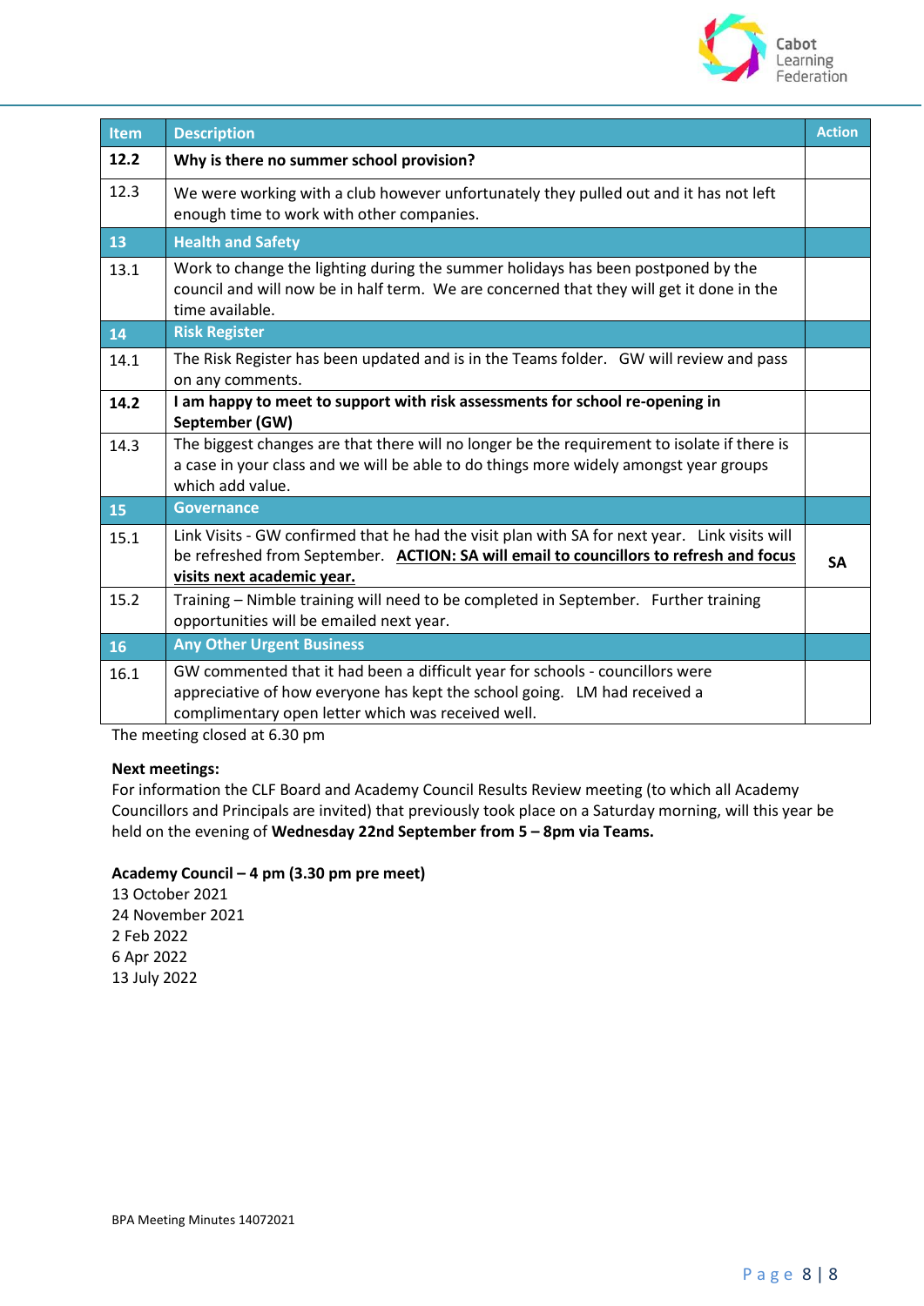| Item | Description | Action |
|---|---|---|
| **12.2** | **Why is there no summer school provision?** | |
| 12.3 | We were working with a club however unfortunately they pulled out and it has not left enough time to work with other companies. | |
| **13** | **Health and Safety** | |
| 13.1 | Work to change the lighting during the summer holidays has been postponed by the council and will now be in half term. We are concerned that they will get it done in the time available. | |
| **14** | **Risk Register** | |
| 14.1 | The Risk Register has been updated and is in the Teams folder. GW will review and pass on any comments. | |
| **14.2** | **I am happy to meet to support with risk assessments for school re-opening in September (GW)** | |
| 14.3 | The biggest changes are that there will no longer be the requirement to isolate if there is a case in your class and we will be able to do things more widely amongst year groups which add value. | |
| **15** | **Governance** | |
| 15.1 | Link Visits - GW confirmed that he had the visit plan with SA for next year. Link visits will be refreshed from September. **ACTION: SA will email to councillors to refresh and focus visits next academic year.** | **SA** |
| 15.2 | Training – Nimble training will need to be completed in September. Further training opportunities will be emailed next year. | |
| **16** | **Any Other Urgent Business** | |
| 16.1 | GW commented that it had been a difficult year for schools - councillors were appreciative of how everyone has kept the school going. LM had received a complimentary open letter which was received well. | |

The meeting closed at 6.30 pm

**Next meetings:**

For information the CLF Board and Academy Council Results Review meeting (to which all Academy Councillors and Principals are invited) that previously took place on a Saturday morning, will this year be held on the evening of **Wednesday 22nd September from 5 – 8pm via Teams.**

**Academy Council – 4 pm (3.30 pm pre meet)**

13 October 2021
24 November 2021
2 Feb 2022
6 Apr 2022
13 July 2022

BPA Meeting Minutes 14072021